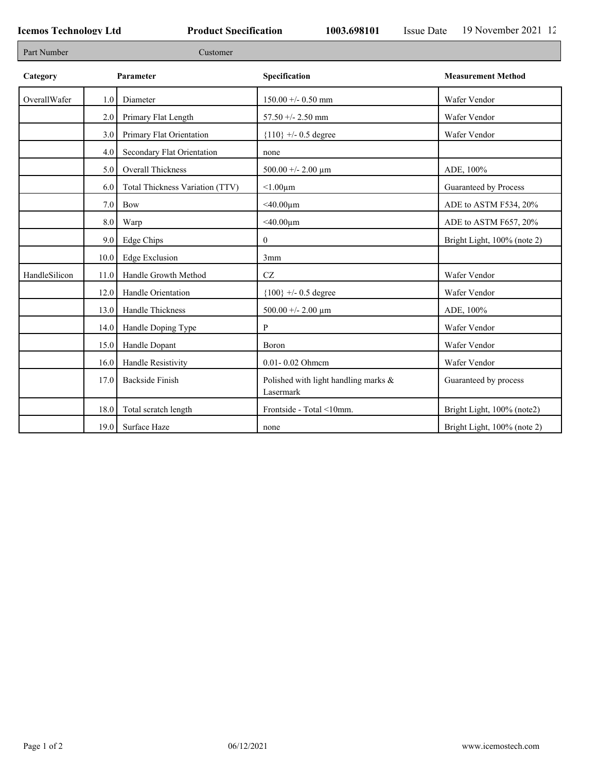Icemos Technology Ltd | Product Specification | 1003.698101 | Issue Date 19 November 2021 12

| Part Number | Customer |
|---|---|

| Category | | Parameter | Specification | Measurement Method |
|---|---|---|---|---|
| OverallWafer | 1.0 | Diameter | 150.00 +/- 0.50 mm | Wafer Vendor |
| | 2.0 | Primary Flat Length | 57.50 +/- 2.50 mm | Wafer Vendor |
| | 3.0 | Primary Flat Orientation | {110} +/- 0.5 degree | Wafer Vendor |
| | 4.0 | Secondary Flat Orientation | none | |
| | 5.0 | Overall Thickness | 500.00 +/- 2.00 µm | ADE, 100% |
| | 6.0 | Total Thickness Variation (TTV) | <1.00µm | Guaranteed by Process |
| | 7.0 | Bow | <40.00µm | ADE to ASTM F534, 20% |
| | 8.0 | Warp | <40.00µm | ADE to ASTM F657, 20% |
| | 9.0 | Edge Chips | 0 | Bright Light, 100% (note 2) |
| | 10.0 | Edge Exclusion | 3mm | |
| HandleSilicon | 11.0 | Handle Growth Method | CZ | Wafer Vendor |
| | 12.0 | Handle Orientation | {100} +/- 0.5 degree | Wafer Vendor |
| | 13.0 | Handle Thickness | 500.00 +/- 2.00 µm | ADE, 100% |
| | 14.0 | Handle Doping Type | P | Wafer Vendor |
| | 15.0 | Handle Dopant | Boron | Wafer Vendor |
| | 16.0 | Handle Resistivity | 0.01- 0.02 Ohmcm | Wafer Vendor |
| | 17.0 | Backside Finish | Polished with light handling marks & Lasermark | Guaranteed by process |
| | 18.0 | Total scratch length | Frontside - Total <10mm. | Bright Light, 100% (note2) |
| | 19.0 | Surface Haze | none | Bright Light, 100% (note 2) |

06/12/2021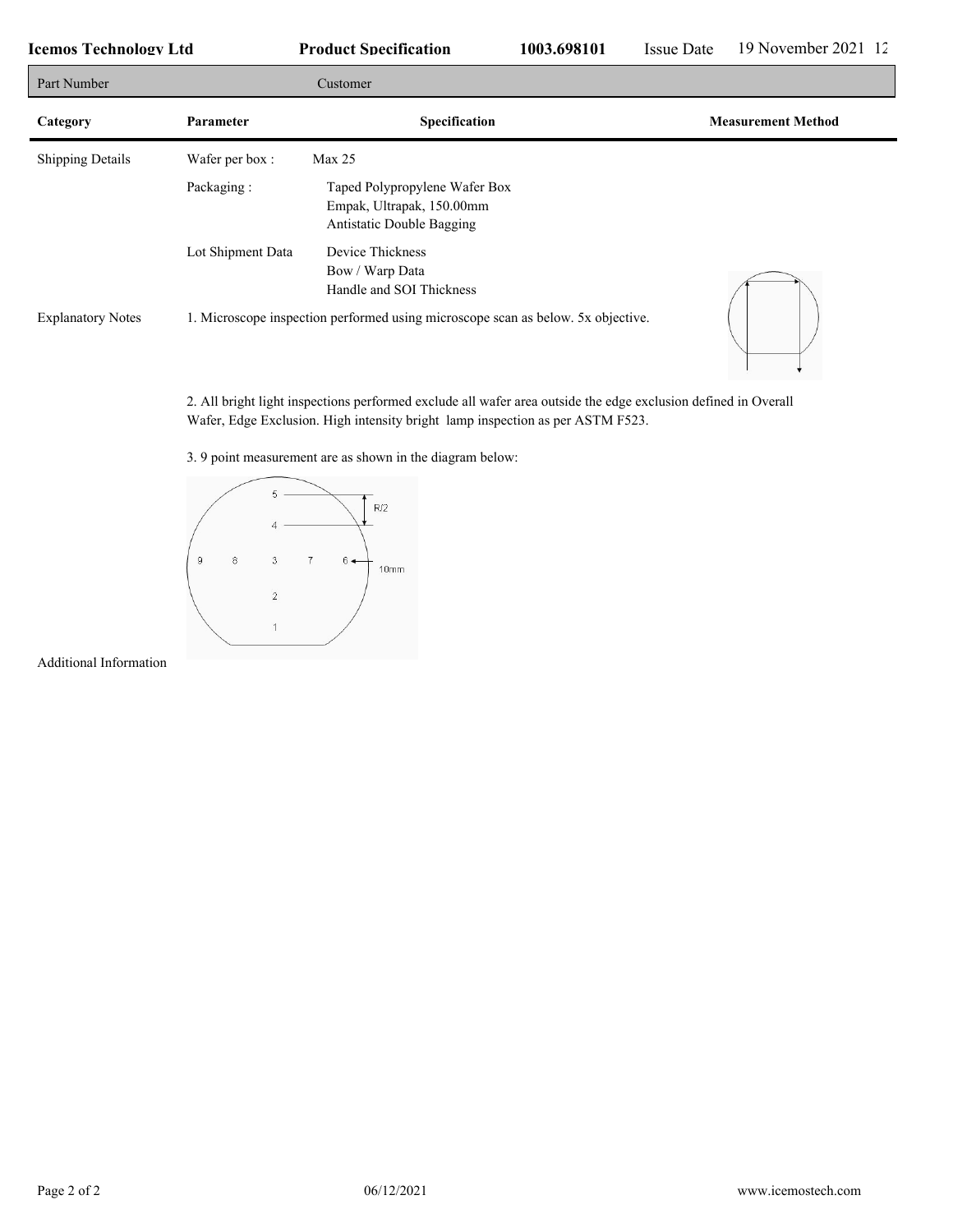| Part Number | | Customer | |
|---|---|---|---|
| **Category** | **Parameter** | **Specification** | **Measurement Method** |
| Shipping Details | Wafer per box : | Max 25 | |
| | Packaging : | Taped Polypropylene Wafer Box<br>Empak, Ultrapak, 150.00mm<br>Antistatic Double Bagging | |
| | Lot Shipment Data | Device Thickness<br>Bow / Warp Data<br>Handle and SOI Thickness | |
| Explanatory Notes | 1. Microscope inspection performed using microscope scan as below. 5x objective. | | |

2. All bright light inspections performed exclude all wafer area outside the edge exclusion defined in Overall Wafer, Edge Exclusion. High intensity bright lamp inspection as per ASTM F523.

3. 9 point measurement are as shown in the diagram below:

5
R/2
4
9 8 3 7 6
10mm
2
1

Additional Information